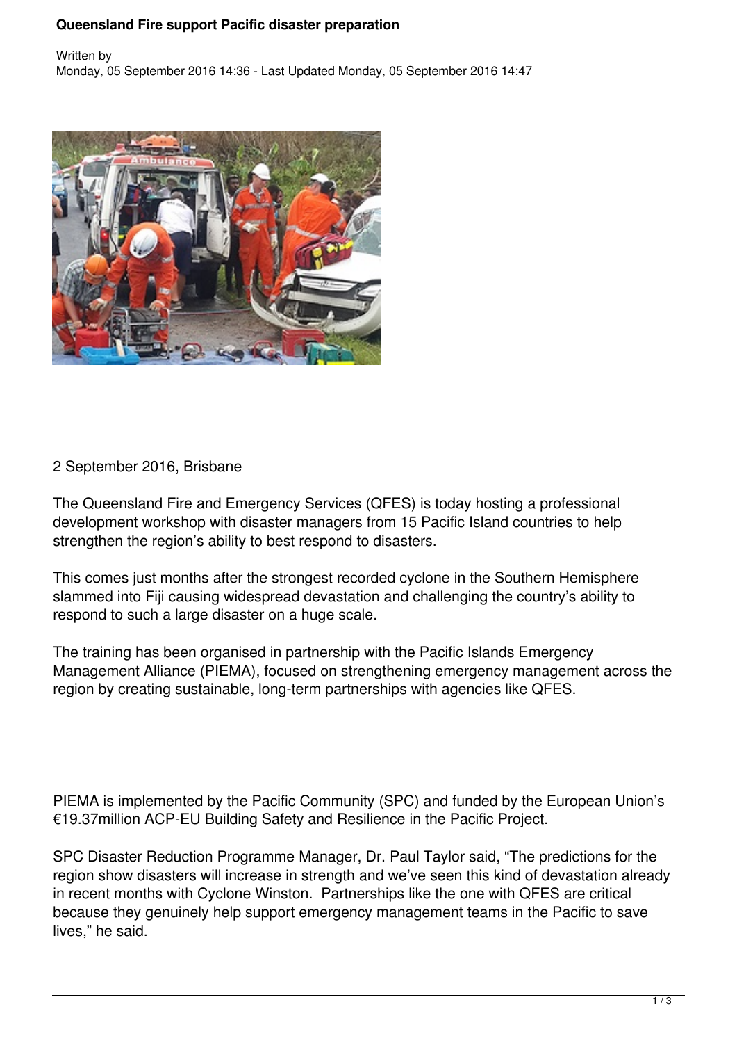# Queensland Fire support Pacific disaster preparation

Written by
Monday, 05 September 2016 14:36 - Last Updated Monday, 05 September 2016 14:47

2 September 2016, Brisbane

The Queensland Fire and Emergency Services (QFES) is today hosting a professional development workshop with disaster managers from 15 Pacific Island countries to help strengthen the region's ability to best respond to disasters.

This comes just months after the strongest recorded cyclone in the Southern Hemisphere slammed into Fiji causing widespread devastation and challenging the country's ability to respond to such a large disaster on a huge scale.

The training has been organised in partnership with the Pacific Islands Emergency Management Alliance (PIEMA), focused on strengthening emergency management across the region by creating sustainable, long-term partnerships with agencies like QFES.

PIEMA is implemented by the Pacific Community (SPC) and funded by the European Union's €19.37million ACP-EU Building Safety and Resilience in the Pacific Project.

SPC Disaster Reduction Programme Manager, Dr. Paul Taylor said, "The predictions for the region show disasters will increase in strength and we've seen this kind of devastation already in recent months with Cyclone Winston. Partnerships like the one with QFES are critical because they genuinely help support emergency management teams in the Pacific to save lives," he said.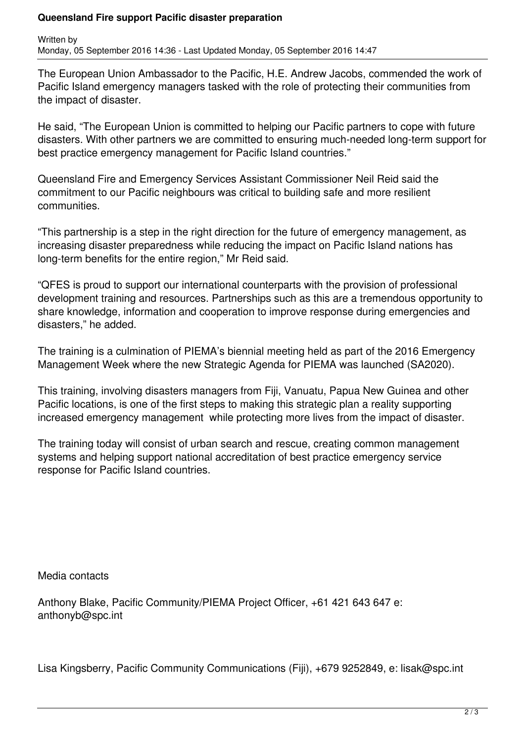The European Union Ambassador to the Pacific, H.E. Andrew Jacobs, commended the work of Pacific Island emergency managers tasked with the role of protecting their communities from the impact of disaster.

He said, "The European Union is committed to helping our Pacific partners to cope with future disasters. With other partners we are committed to ensuring much-needed long-term support for best practice emergency management for Pacific Island countries."

Queensland Fire and Emergency Services Assistant Commissioner Neil Reid said the commitment to our Pacific neighbours was critical to building safe and more resilient communities.

"This partnership is a step in the right direction for the future of emergency management, as increasing disaster preparedness while reducing the impact on Pacific Island nations has long-term benefits for the entire region," Mr Reid said.

"QFES is proud to support our international counterparts with the provision of professional development training and resources. Partnerships such as this are a tremendous opportunity to share knowledge, information and cooperation to improve response during emergencies and disasters," he added.

The training is a culmination of PIEMA's biennial meeting held as part of the 2016 Emergency Management Week where the new Strategic Agenda for PIEMA was launched (SA2020).

This training, involving disasters managers from Fiji, Vanuatu, Papua New Guinea and other Pacific locations, is one of the first steps to making this strategic plan a reality supporting increased emergency management while protecting more lives from the impact of disaster.

The training today will consist of urban search and rescue, creating common management systems and helping support national accreditation of best practice emergency service response for Pacific Island countries.

Media contacts

Anthony Blake, Pacific Community/PIEMA Project Officer, +61 421 643 647 e: anthonyb@spc.int

Lisa Kingsberry, Pacific Community Communications (Fiji), +679 9252849, e: lisak@spc.int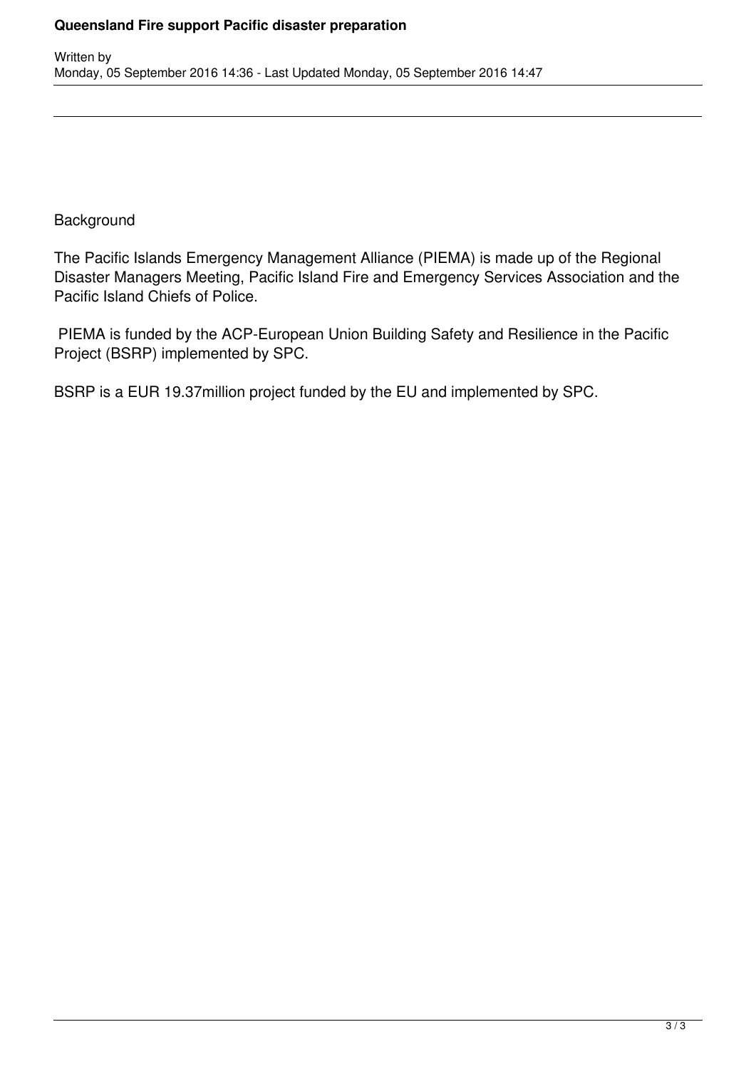Background

The Pacific Islands Emergency Management Alliance (PIEMA) is made up of the Regional Disaster Managers Meeting, Pacific Island Fire and Emergency Services Association and the Pacific Island Chiefs of Police.

PIEMA is funded by the ACP-European Union Building Safety and Resilience in the Pacific Project (BSRP) implemented by SPC.

BSRP is a EUR 19.37million project funded by the EU and implemented by SPC.